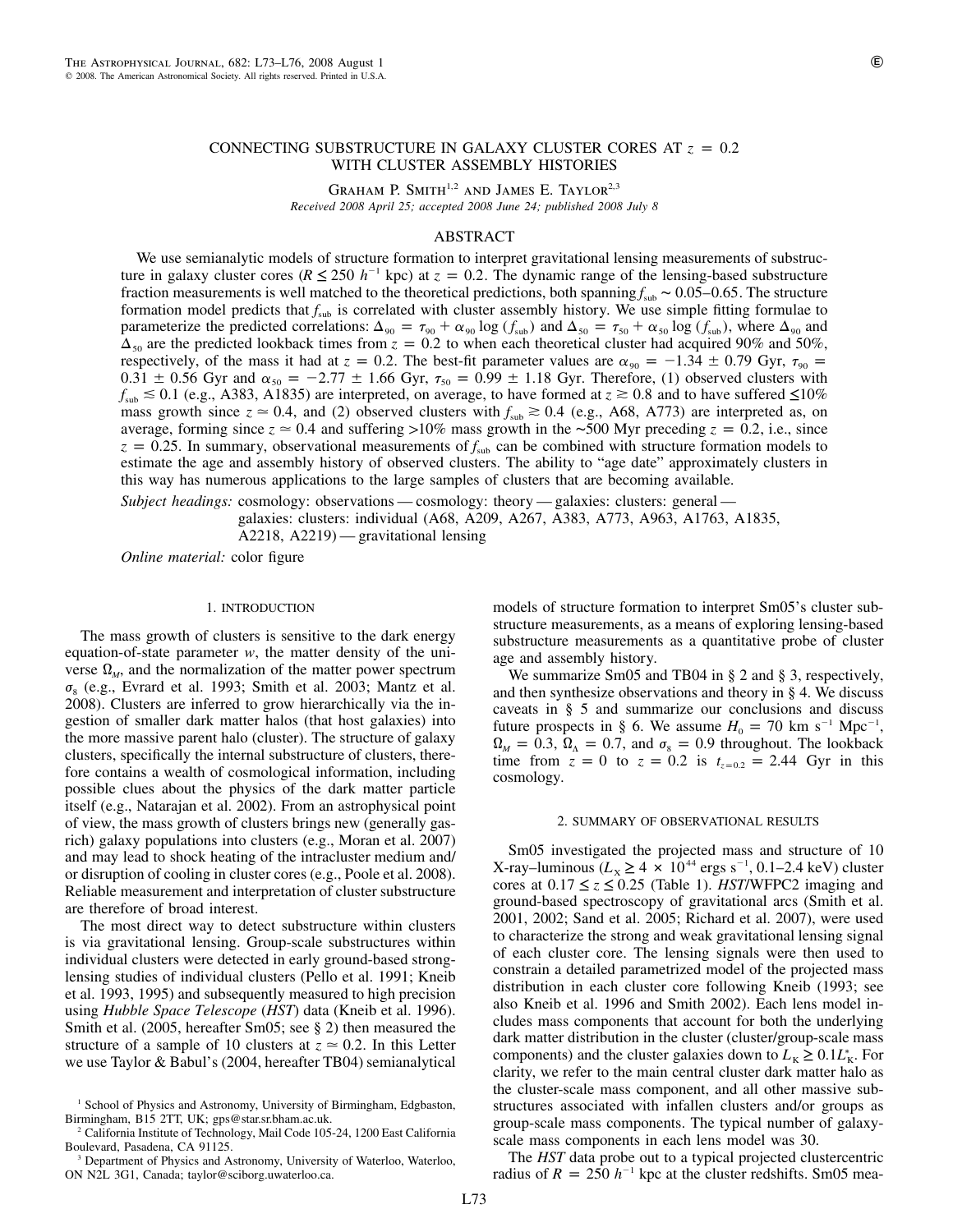# CONNECTING SUBSTRUCTURE IN GALAXY CLUSTER CORES AT $z = 0.2$ WITH CLUSTER ASSEMBLY HISTORIES

Graham P. Smith[1,2] and James E. Taylor[2,3]

*Received 2008 April 25; accepted 2008 June 24; published 2008 July 8*

## ABSTRACT

We use semianalytic models of structure formation to interpret gravitational lensing measurements of substructure in galaxy cluster cores ($R \leq 250\ h^{-1}$ kpc) at $z = 0.2$. The dynamic range of the lensing-based substructure fraction measurements is well matched to the theoretical predictions, both spanning $f_{\rm sub} \sim 0.05$–$0.65$. The structure formation model predicts that $f_{\rm sub}$ is correlated with cluster assembly history. We use simple fitting formulae to parameterize the predicted correlations: $\Delta_{90} = \tau_{90} + \alpha_{90} \log(f_{\rm sub})$ and $\Delta_{50} = \tau_{50} + \alpha_{50} \log(f_{\rm sub})$, where $\Delta_{90}$ and $\Delta_{50}$ are the predicted lookback times from $z = 0.2$ to when each theoretical cluster had acquired 90% and 50%, respectively, of the mass it had at $z = 0.2$. The best-fit parameter values are $\alpha_{90} = -1.34 \pm 0.79$ Gyr, $\tau_{90} = 0.31 \pm 0.56$ Gyr and $\alpha_{50} = -2.77 \pm 1.66$ Gyr, $\tau_{50} = 0.99 \pm 1.18$ Gyr. Therefore, (1) observed clusters with $f_{\rm sub} \lesssim 0.1$ (e.g., A383, A1835) are interpreted, on average, to have formed at $z \gtrsim 0.8$ and to have suffered $\lesssim$10% mass growth since $z \simeq 0.4$, and (2) observed clusters with $f_{\rm sub} \gtrsim 0.4$ (e.g., A68, A773) are interpreted as, on average, forming since $z \simeq 0.4$ and suffering >10% mass growth in the ~500 Myr preceding $z = 0.2$, i.e., since $z = 0.25$. In summary, observational measurements of $f_{\rm sub}$ can be combined with structure formation models to estimate the age and assembly history of observed clusters. The ability to "age date" approximately clusters in this way has numerous applications to the large samples of clusters that are becoming available.

*Subject headings:* cosmology: observations — cosmology: theory — galaxies: clusters: general — galaxies: clusters: individual (A68, A209, A267, A383, A773, A963, A1763, A1835, A2218, A2219) — gravitational lensing

*Online material:* color figure

## 1. INTRODUCTION

The mass growth of clusters is sensitive to the dark energy equation-of-state parameter $w$, the matter density of the universe $\Omega_M$, and the normalization of the matter power spectrum $\sigma_8$ (e.g., Evrard et al. 1993; Smith et al. 2003; Mantz et al. 2008). Clusters are inferred to grow hierarchically via the ingestion of smaller dark matter halos (that host galaxies) into the more massive parent halo (cluster). The structure of galaxy clusters, specifically the internal substructure of clusters, therefore contains a wealth of cosmological information, including possible clues about the physics of the dark matter particle itself (e.g., Natarajan et al. 2002). From an astrophysical point of view, the mass growth of clusters brings new (generally gas-rich) galaxy populations into clusters (e.g., Moran et al. 2007) and may lead to shock heating of the intracluster medium and/or disruption of cooling in cluster cores (e.g., Poole et al. 2008). Reliable measurement and interpretation of cluster substructure are therefore of broad interest.

The most direct way to detect substructure within clusters is via gravitational lensing. Group-scale substructures within individual clusters were detected in early ground-based strong-lensing studies of individual clusters (Pello et al. 1991; Kneib et al. 1993, 1995) and subsequently measured to high precision using *Hubble Space Telescope* (*HST*) data (Kneib et al. 1996). Smith et al. (2005, hereafter Sm05; see § 2) then measured the structure of a sample of 10 clusters at $z \simeq 0.2$. In this Letter we use Taylor & Babul's (2004, hereafter TB04) semianalytical models of structure formation to interpret Sm05's cluster substructure measurements, as a means of exploring lensing-based substructure measurements as a quantitative probe of cluster age and assembly history.

We summarize Sm05 and TB04 in § 2 and § 3, respectively, and then synthesize observations and theory in § 4. We discuss caveats in § 5 and summarize our conclusions and discuss future prospects in § 6. We assume $H_0 = 70$ km s$^{-1}$ Mpc$^{-1}$, $\Omega_M = 0.3$, $\Omega_\Lambda = 0.7$, and $\sigma_8 = 0.9$ throughout. The lookback time from $z = 0$ to $z = 0.2$ is $t_{z=0.2} = 2.44$ Gyr in this cosmology.

## 2. SUMMARY OF OBSERVATIONAL RESULTS

Sm05 investigated the projected mass and structure of 10 X-ray–luminous ($L_X \geq 4 \times 10^{44}$ ergs s$^{-1}$, 0.1–2.4 keV) cluster cores at $0.17 \leq z \leq 0.25$ (Table 1). *HST*/WFPC2 imaging and ground-based spectroscopy of gravitational arcs (Smith et al. 2001, 2002; Sand et al. 2005; Richard et al. 2007), were used to characterize the strong and weak gravitational lensing signal of each cluster core. The lensing signals were then used to constrain a detailed parametrized model of the projected mass distribution in each cluster core following Kneib (1993; see also Kneib et al. 1996 and Smith 2002). Each lens model includes mass components that account for both the underlying dark matter distribution in the cluster (cluster/group-scale mass components) and the cluster galaxies down to $L_K \geq 0.1L_K^*$. For clarity, we refer to the main central cluster dark matter halo as the cluster-scale mass component, and all other massive substructures associated with infallen clusters and/or groups as group-scale mass components. The typical number of galaxy-scale mass components in each lens model was 30.

The *HST* data probe out to a typical projected clustercentric radius of $R = 250\ h^{-1}$ kpc at the cluster redshifts. Sm05 mea-

[1] School of Physics and Astronomy, University of Birmingham, Edgbaston, Birmingham, B15 2TT, UK; gps@star.sr.bham.ac.uk.

[2] California Institute of Technology, Mail Code 105-24, 1200 East California Boulevard, Pasadena, CA 91125.

[3] Department of Physics and Astronomy, University of Waterloo, Waterloo, ON N2L 3G1, Canada; taylor@sciborg.uwaterloo.ca.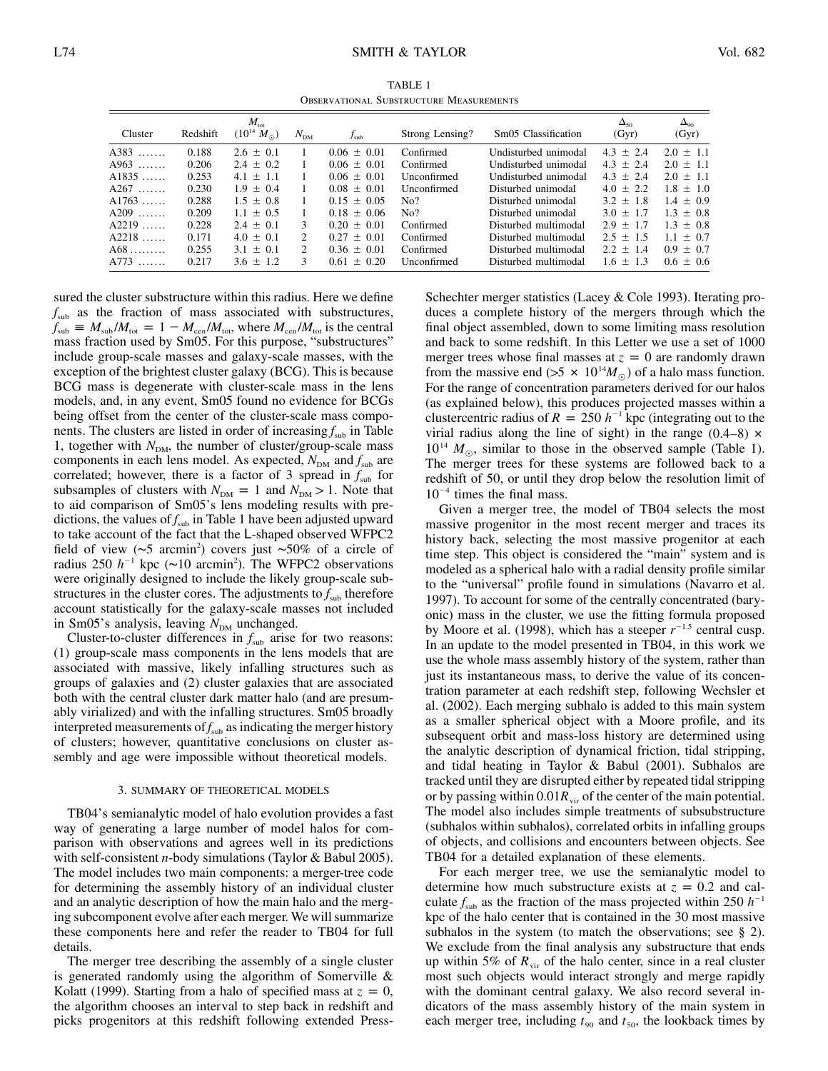TABLE 1

Observational Substructure Measurements

| Cluster | Redshift | $M_{tot}$ ($10^{14}$ $M_\odot$) | $N_{DM}$ | $f_{sub}$ | Strong Lensing? | Sm05 Classification | $\Delta_{50}$ (Gyr) | $\Delta_{90}$ (Gyr) |
|---|---|---|---|---|---|---|---|---|
| A383 ....... | 0.188 | 2.6 ± 0.1 | 1 | 0.06 ± 0.01 | Confirmed | Undisturbed unimodal | 4.3 ± 2.4 | 2.0 ± 1.1 |
| A963 ....... | 0.206 | 2.4 ± 0.2 | 1 | 0.06 ± 0.01 | Confirmed | Undisturbed unimodal | 4.3 ± 2.4 | 2.0 ± 1.1 |
| A1835 ...... | 0.253 | 4.1 ± 1.1 | 1 | 0.06 ± 0.01 | Unconfirmed | Undisturbed unimodal | 4.3 ± 2.4 | 2.0 ± 1.1 |
| A267 ....... | 0.230 | 1.9 ± 0.4 | 1 | 0.08 ± 0.01 | Unconfirmed | Disturbed unimodal | 4.0 ± 2.2 | 1.8 ± 1.0 |
| A1763 ...... | 0.288 | 1.5 ± 0.8 | 1 | 0.15 ± 0.05 | No? | Disturbed unimodal | 3.2 ± 1.8 | 1.4 ± 0.9 |
| A209 ....... | 0.209 | 1.1 ± 0.5 | 1 | 0.18 ± 0.06 | No? | Disturbed unimodal | 3.0 ± 1.7 | 1.3 ± 0.8 |
| A2219 ...... | 0.228 | 2.4 ± 0.1 | 3 | 0.20 ± 0.01 | Confirmed | Disturbed multimodal | 2.9 ± 1.7 | 1.3 ± 0.8 |
| A2218 ...... | 0.171 | 4.0 ± 0.1 | 2 | 0.27 ± 0.01 | Confirmed | Disturbed multimodal | 2.5 ± 1.5 | 1.1 ± 0.7 |
| A68 ......... | 0.255 | 3.1 ± 0.1 | 2 | 0.36 ± 0.01 | Confirmed | Disturbed multimodal | 2.2 ± 1.4 | 0.9 ± 0.7 |
| A773 ....... | 0.217 | 3.6 ± 1.2 | 3 | 0.61 ± 0.20 | Unconfirmed | Disturbed multimodal | 1.6 ± 1.3 | 0.6 ± 0.6 |

sured the cluster substructure within this radius. Here we define $f_{sub}$ as the fraction of mass associated with substructures, $f_{sub} \equiv M_{sub}/M_{tot} = 1 - M_{cen}/M_{tot}$, where $M_{cen}/M_{tot}$ is the central mass fraction used by Sm05. For this purpose, "substructures" include group-scale masses and galaxy-scale masses, with the exception of the brightest cluster galaxy (BCG). This is because BCG mass is degenerate with cluster-scale mass in the lens models, and, in any event, Sm05 found no evidence for BCGs being offset from the center of the cluster-scale mass components. The clusters are listed in order of increasing $f_{sub}$ in Table 1, together with $N_{DM}$, the number of cluster/group-scale mass components in each lens model. As expected, $N_{DM}$ and $f_{sub}$ are correlated; however, there is a factor of 3 spread in $f_{sub}$ for subsamples of clusters with $N_{DM} = 1$ and $N_{DM} > 1$. Note that to aid comparison of Sm05's lens modeling results with predictions, the values of $f_{sub}$ in Table 1 have been adjusted upward to take account of the fact that the L-shaped observed WFPC2 field of view (∼5 arcmin$^2$) covers just ∼50% of a circle of radius 250 $h^{-1}$ kpc (∼10 arcmin$^2$). The WFPC2 observations were originally designed to include the likely group-scale substructures in the cluster cores. The adjustments to $f_{sub}$ therefore account statistically for the galaxy-scale masses not included in Sm05's analysis, leaving $N_{DM}$ unchanged.

Cluster-to-cluster differences in $f_{sub}$ arise for two reasons: (1) group-scale mass components in the lens models that are associated with massive, likely infalling structures such as groups of galaxies and (2) cluster galaxies that are associated both with the central cluster dark matter halo (and are presumably virialized) and with the infalling structures. Sm05 broadly interpreted measurements of $f_{sub}$ as indicating the merger history of clusters; however, quantitative conclusions on cluster assembly and age were impossible without theoretical models.

## 3. SUMMARY OF THEORETICAL MODELS

TB04's semianalytic model of halo evolution provides a fast way of generating a large number of model halos for comparison with observations and agrees well in its predictions with self-consistent *n*-body simulations (Taylor & Babul 2005). The model includes two main components: a merger-tree code for determining the assembly history of an individual cluster and an analytic description of how the main halo and the merging subcomponent evolve after each merger. We will summarize these components here and refer the reader to TB04 for full details.

The merger tree describing the assembly of a single cluster is generated randomly using the algorithm of Somerville & Kolatt (1999). Starting from a halo of specified mass at $z = 0$, the algorithm chooses an interval to step back in redshift and picks progenitors at this redshift following extended Press-Schechter merger statistics (Lacey & Cole 1993). Iterating produces a complete history of the mergers through which the final object assembled, down to some limiting mass resolution and back to some redshift. In this Letter we use a set of 1000 merger trees whose final masses at $z = 0$ are randomly drawn from the massive end ($>5 \times 10^{14} M_\odot$) of a halo mass function. For the range of concentration parameters derived for our halos (as explained below), this produces projected masses within a clustercentric radius of $R = 250$ $h^{-1}$ kpc (integrating out to the virial radius along the line of sight) in the range (0.4–8) × $10^{14}$ $M_\odot$, similar to those in the observed sample (Table 1). The merger trees for these systems are followed back to a redshift of 50, or until they drop below the resolution limit of $10^{-4}$ times the final mass.

Given a merger tree, the model of TB04 selects the most massive progenitor in the most recent merger and traces its history back, selecting the most massive progenitor at each time step. This object is considered the "main" system and is modeled as a spherical halo with a radial density profile similar to the "universal" profile found in simulations (Navarro et al. 1997). To account for some of the centrally concentrated (baryonic) mass in the cluster, we use the fitting formula proposed by Moore et al. (1998), which has a steeper $r^{-1.5}$ central cusp. In an update to the model presented in TB04, in this work we use the whole mass assembly history of the system, rather than just its instantaneous mass, to derive the value of its concentration parameter at each redshift step, following Wechsler et al. (2002). Each merging subhalo is added to this main system as a smaller spherical object with a Moore profile, and its subsequent orbit and mass-loss history are determined using the analytic description of dynamical friction, tidal stripping, and tidal heating in Taylor & Babul (2001). Subhalos are tracked until they are disrupted either by repeated tidal stripping or by passing within $0.01R_{vir}$ of the center of the main potential. The model also includes simple treatments of subsubstructure (subhalos within subhalos), correlated orbits in infalling groups of objects, and collisions and encounters between objects. See TB04 for a detailed explanation of these elements.

For each merger tree, we use the semianalytic model to determine how much substructure exists at $z = 0.2$ and calculate $f_{sub}$ as the fraction of the mass projected within 250 $h^{-1}$ kpc of the halo center that is contained in the 30 most massive subhalos in the system (to match the observations; see § 2). We exclude from the final analysis any substructure that ends up within 5% of $R_{vir}$ of the halo center, since in a real cluster most such objects would interact strongly and merge rapidly with the dominant central galaxy. We also record several indicators of the mass assembly history of the main system in each merger tree, including $t_{90}$ and $t_{50}$, the lookback times by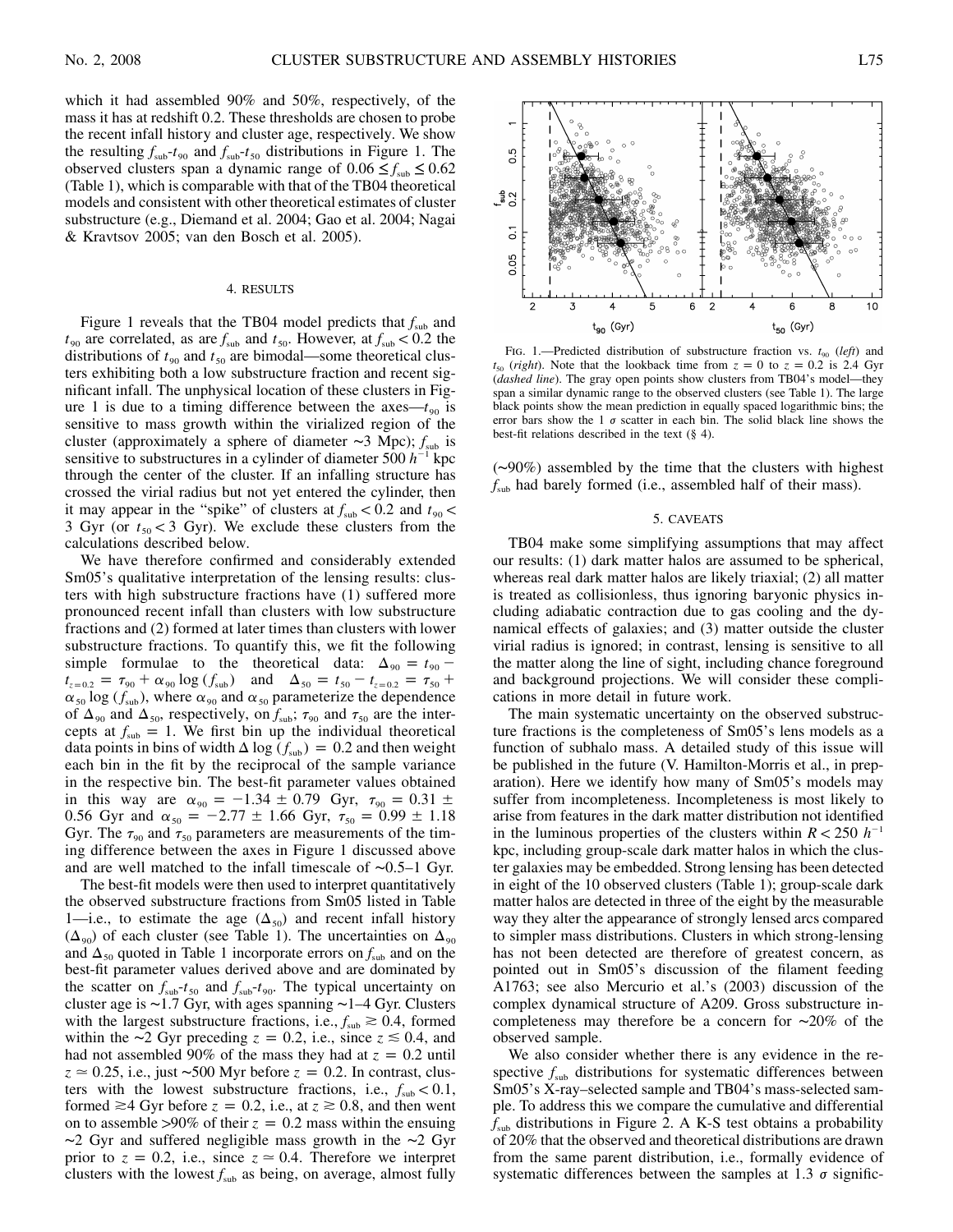which it had assembled 90% and 50%, respectively, of the mass it has at redshift 0.2. These thresholds are chosen to probe the recent infall history and cluster age, respectively. We show the resulting $f_{sub}$-$t_{90}$ and $f_{sub}$-$t_{50}$ distributions in Figure 1. The observed clusters span a dynamic range of $0.06 \leq f_{sub} \leq 0.62$ (Table 1), which is comparable with that of the TB04 theoretical models and consistent with other theoretical estimates of cluster substructure (e.g., Diemand et al. 2004; Gao et al. 2004; Nagai & Kravtsov 2005; van den Bosch et al. 2005).

## 4. RESULTS

Figure 1 reveals that the TB04 model predicts that $f_{sub}$ and $t_{90}$ are correlated, as are $f_{sub}$ and $t_{50}$. However, at $f_{sub} < 0.2$ the distributions of $t_{90}$ and $t_{50}$ are bimodal—some theoretical clusters exhibiting both a low substructure fraction and recent significant infall. The unphysical location of these clusters in Figure 1 is due to a timing difference between the axes—$t_{90}$ is sensitive to mass growth within the virialized region of the cluster (approximately a sphere of diameter ~3 Mpc); $f_{sub}$ is sensitive to substructures in a cylinder of diameter 500 $h^{-1}$ kpc through the center of the cluster. If an infalling structure has crossed the virial radius but not yet entered the cylinder, then it may appear in the "spike" of clusters at $f_{sub} < 0.2$ and $t_{90} <$ 3 Gyr (or $t_{50} < 3$ Gyr). We exclude these clusters from the calculations described below.

We have therefore confirmed and considerably extended Sm05's qualitative interpretation of the lensing results: clusters with high substructure fractions have (1) suffered more pronounced recent infall than clusters with low substructure fractions and (2) formed at later times than clusters with lower substructure fractions. To quantify this, we fit the following simple formulae to the theoretical data: $\Delta_{90} = t_{90} - t_{z=0.2} = \tau_{90} + \alpha_{90} \log(f_{sub})$ and $\Delta_{50} = t_{50} - t_{z=0.2} = \tau_{50} + \alpha_{50} \log(f_{sub})$, where $\alpha_{90}$ and $\alpha_{50}$ parameterize the dependence of $\Delta_{90}$ and $\Delta_{50}$, respectively, on $f_{sub}$; $\tau_{90}$ and $\tau_{50}$ are the intercepts at $f_{sub} = 1$. We first bin up the individual theoretical data points in bins of width $\Delta \log(f_{sub}) = 0.2$ and then weight each bin in the fit by the reciprocal of the sample variance in the respective bin. The best-fit parameter values obtained in this way are $\alpha_{90} = -1.34 \pm 0.79$ Gyr, $\tau_{90} = 0.31 \pm 0.56$ Gyr and $\alpha_{50} = -2.77 \pm 1.66$ Gyr, $\tau_{50} = 0.99 \pm 1.18$ Gyr. The $\tau_{90}$ and $\tau_{50}$ parameters are measurements of the timing difference between the axes in Figure 1 discussed above and are well matched to the infall timescale of ~0.5–1 Gyr.

The best-fit models were then used to interpret quantitatively the observed substructure fractions from Sm05 listed in Table 1—i.e., to estimate the age ($\Delta_{50}$) and recent infall history ($\Delta_{90}$) of each cluster (see Table 1). The uncertainties on $\Delta_{90}$ and $\Delta_{50}$ quoted in Table 1 incorporate errors on $f_{sub}$ and on the best-fit parameter values derived above and are dominated by the scatter on $f_{sub}$-$t_{50}$ and $f_{sub}$-$t_{90}$. The typical uncertainty on cluster age is ~1.7 Gyr, with ages spanning ~1–4 Gyr. Clusters with the largest substructure fractions, i.e., $f_{sub} \gtrsim 0.4$, formed within the ~2 Gyr preceding $z = 0.2$, i.e., since $z \lesssim 0.4$, and had not assembled 90% of the mass they had at $z = 0.2$ until $z \simeq 0.25$, i.e., just ~500 Myr before $z = 0.2$. In contrast, clusters with the lowest substructure fractions, i.e., $f_{sub} < 0.1$, formed $\gtrsim$4 Gyr before $z = 0.2$, i.e., at $z \gtrsim 0.8$, and then went on to assemble >90% of their $z = 0.2$ mass within the ensuing ~2 Gyr and suffered negligible mass growth in the ~2 Gyr prior to $z = 0.2$, i.e., since $z \simeq 0.4$. Therefore we interpret clusters with the lowest $f_{sub}$ as being, on average, almost fully (~90%) assembled by the time that the clusters with highest $f_{sub}$ had barely formed (i.e., assembled half of their mass).

Fig. 1.—Predicted distribution of substructure fraction vs. $t_{90}$ (*left*) and $t_{50}$ (*right*). Note that the lookback time from $z = 0$ to $z = 0.2$ is 2.4 Gyr (*dashed line*). The gray open points show clusters from TB04's model—they span a similar dynamic range to the observed clusters (see Table 1). The large black points show the mean prediction in equally spaced logarithmic bins; the error bars show the 1 $\sigma$ scatter in each bin. The solid black line shows the best-fit relations described in the text (§ 4).

## 5. CAVEATS

TB04 make some simplifying assumptions that may affect our results: (1) dark matter halos are assumed to be spherical, whereas real dark matter halos are likely triaxial; (2) all matter is treated as collisionless, thus ignoring baryonic physics including adiabatic contraction due to gas cooling and the dynamical effects of galaxies; and (3) matter outside the cluster virial radius is ignored; in contrast, lensing is sensitive to all the matter along the line of sight, including chance foreground and background projections. We will consider these complications in more detail in future work.

The main systematic uncertainty on the observed substructure fractions is the completeness of Sm05's lens models as a function of subhalo mass. A detailed study of this issue will be published in the future (V. Hamilton-Morris et al., in preparation). Here we identify how many of Sm05's models may suffer from incompleteness. Incompleteness is most likely to arise from features in the dark matter distribution not identified in the luminous properties of the clusters within $R < 250$ $h^{-1}$ kpc, including group-scale dark matter halos in which the cluster galaxies may be embedded. Strong lensing has been detected in eight of the 10 observed clusters (Table 1); group-scale dark matter halos are detected in three of the eight by the measurable way they alter the appearance of strongly lensed arcs compared to simpler mass distributions. Clusters in which strong-lensing has not been detected are therefore of greatest concern, as pointed out in Sm05's discussion of the filament feeding A1763; see also Mercurio et al.'s (2003) discussion of the complex dynamical structure of A209. Gross substructure incompleteness may therefore be a concern for ~20% of the observed sample.

We also consider whether there is any evidence in the respective $f_{sub}$ distributions for systematic differences between Sm05's X-ray–selected sample and TB04's mass-selected sample. To address this we compare the cumulative and differential $f_{sub}$ distributions in Figure 2. A K-S test obtains a probability of 20% that the observed and theoretical distributions are drawn from the same parent distribution, i.e., formally evidence of systematic differences between the samples at 1.3 $\sigma$ signific-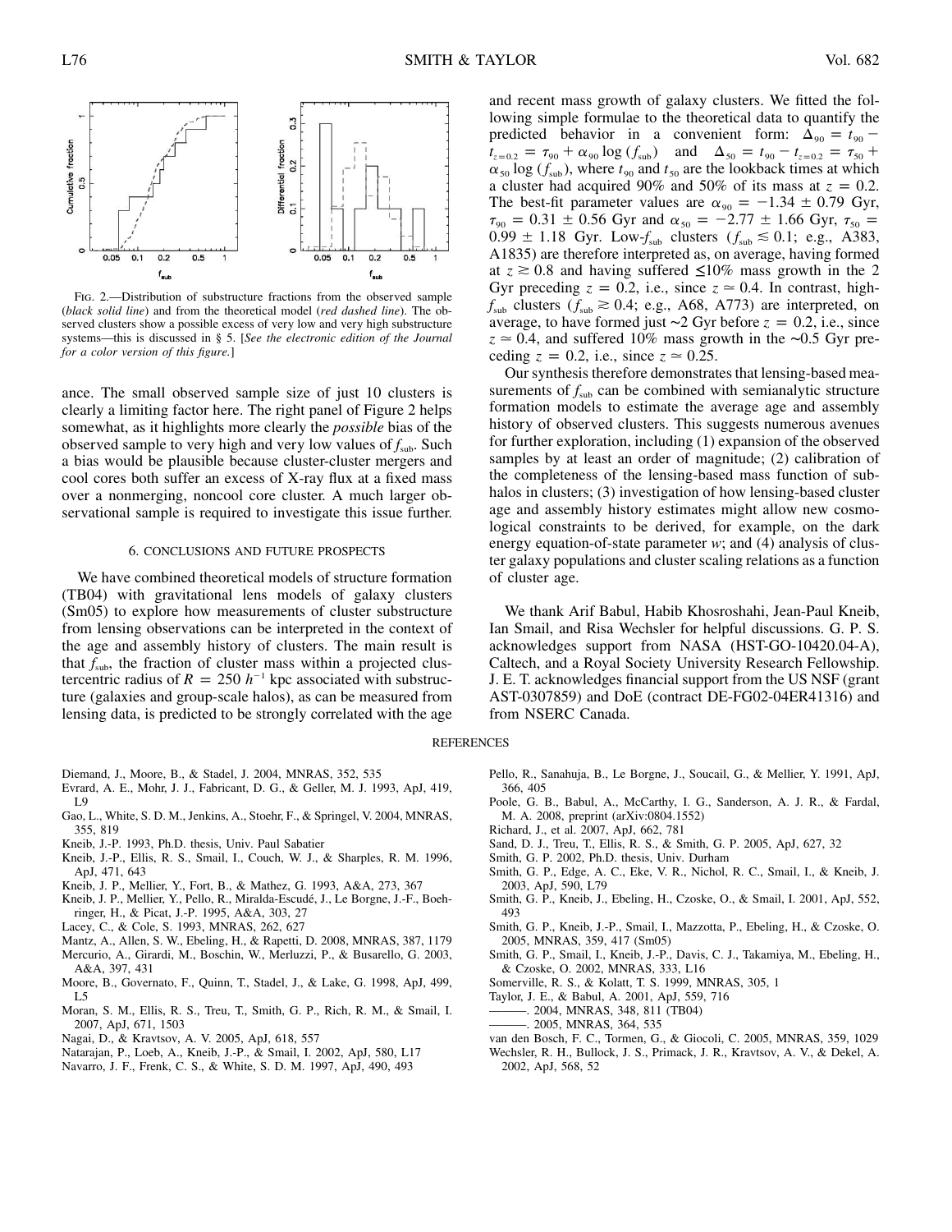Cumulative fraction

0 0.5 1

0.05 0.1 0.2 0.5 1

$f_{sub}$

Differential fraction

0 0.1 0.2 0.3

0.05 0.1 0.2 0.5 1

$f_{sub}$

FIG. 2.—Distribution of substructure fractions from the observed sample (*black solid line*) and from the theoretical model (*red dashed line*). The observed clusters show a possible excess of very low and very high substructure systems—this is discussed in § 5. [*See the electronic edition of the Journal for a color version of this figure.*]

ance. The small observed sample size of just 10 clusters is clearly a limiting factor here. The right panel of Figure 2 helps somewhat, as it highlights more clearly the *possible* bias of the observed sample to very high and very low values of $f_{sub}$. Such a bias would be plausible because cluster-cluster mergers and cool cores both suffer an excess of X-ray flux at a fixed mass over a nonmerging, noncool core cluster. A much larger observational sample is required to investigate this issue further.

## 6. CONCLUSIONS AND FUTURE PROSPECTS

We have combined theoretical models of structure formation (TB04) with gravitational lens models of galaxy clusters (Sm05) to explore how measurements of cluster substructure from lensing observations can be interpreted in the context of the age and assembly history of clusters. The main result is that $f_{sub}$, the fraction of cluster mass within a projected clustercentric radius of $R = 250\ h^{-1}$ kpc associated with substructure (galaxies and group-scale halos), as can be measured from lensing data, is predicted to be strongly correlated with the age and recent mass growth of galaxy clusters. We fitted the following simple formulae to the theoretical data to quantify the predicted behavior in a convenient form: $\Delta_{90} = t_{90} - t_{z=0.2} = \tau_{90} + \alpha_{90} \log(f_{sub})$ and $\Delta_{50} = t_{90} - t_{z=0.2} = \tau_{50} + \alpha_{50} \log(f_{sub})$, where $t_{90}$ and $t_{50}$ are the lookback times at which a cluster had acquired 90% and 50% of its mass at $z = 0.2$. The best-fit parameter values are $\alpha_{90} = -1.34 \pm 0.79$ Gyr, $\tau_{90} = 0.31 \pm 0.56$ Gyr and $\alpha_{50} = -2.77 \pm 1.66$ Gyr, $\tau_{50} = 0.99 \pm 1.18$ Gyr. Low-$f_{sub}$ clusters ($f_{sub} \lesssim 0.1$; e.g., A383, A1835) are therefore interpreted as, on average, having formed at $z \gtrsim 0.8$ and having suffered $\lesssim$10% mass growth in the 2 Gyr preceding $z = 0.2$, i.e., since $z \simeq 0.4$. In contrast, high-$f_{sub}$ clusters ($f_{sub} \gtrsim 0.4$; e.g., A68, A773) are interpreted, on average, to have formed just ~2 Gyr before $z = 0.2$, i.e., since $z \simeq 0.4$, and suffered 10% mass growth in the ~0.5 Gyr preceding $z = 0.2$, i.e., since $z \simeq 0.25$.

Our synthesis therefore demonstrates that lensing-based measurements of $f_{sub}$ can be combined with semianalytic structure formation models to estimate the average age and assembly history of observed clusters. This suggests numerous avenues for further exploration, including (1) expansion of the observed samples by at least an order of magnitude; (2) calibration of the completeness of the lensing-based mass function of subhalos in clusters; (3) investigation of how lensing-based cluster age and assembly history estimates might allow new cosmological constraints to be derived, for example, on the dark energy equation-of-state parameter *w*; and (4) analysis of cluster galaxy populations and cluster scaling relations as a function of cluster age.

We thank Arif Babul, Habib Khosroshahi, Jean-Paul Kneib, Ian Smail, and Risa Wechsler for helpful discussions. G. P. S. acknowledges support from NASA (HST-GO-10420.04-A), Caltech, and a Royal Society University Research Fellowship. J. E. T. acknowledges financial support from the US NSF (grant AST-0307859) and DoE (contract DE-FG02-04ER41316) and from NSERC Canada.

## REFERENCES

Diemand, J., Moore, B., & Stadel, J. 2004, MNRAS, 352, 535
Evrard, A. E., Mohr, J. J., Fabricant, D. G., & Geller, M. J. 1993, ApJ, 419, L9
Gao, L., White, S. D. M., Jenkins, A., Stoehr, F., & Springel, V. 2004, MNRAS, 355, 819
Kneib, J.-P. 1993, Ph.D. thesis, Univ. Paul Sabatier
Kneib, J.-P., Ellis, R. S., Smail, I., Couch, W. J., & Sharples, R. M. 1996, ApJ, 471, 643
Kneib, J. P., Mellier, Y., Fort, B., & Mathez, G. 1993, A&A, 273, 367
Kneib, J. P., Mellier, Y., Pello, R., Miralda-Escudé, J., Le Borgne, J.-F., Boehringer, H., & Picat, J.-P. 1995, A&A, 303, 27
Lacey, C., & Cole, S. 1993, MNRAS, 262, 627
Mantz, A., Allen, S. W., Ebeling, H., & Rapetti, D. 2008, MNRAS, 387, 1179
Mercurio, A., Girardi, M., Boschin, W., Merluzzi, P., & Busarello, G. 2003, A&A, 397, 431
Moore, B., Governato, F., Quinn, T., Stadel, J., & Lake, G. 1998, ApJ, 499, L5
Moran, S. M., Ellis, R. S., Treu, T., Smith, G. P., Rich, R. M., & Smail, I. 2007, ApJ, 671, 1503
Nagai, D., & Kravtsov, A. V. 2005, ApJ, 618, 557
Natarajan, P., Loeb, A., Kneib, J.-P., & Smail, I. 2002, ApJ, 580, L17
Navarro, J. F., Frenk, C. S., & White, S. D. M. 1997, ApJ, 490, 493
Pello, R., Sanahuja, B., Le Borgne, J., Soucail, G., & Mellier, Y. 1991, ApJ, 366, 405
Poole, G. B., Babul, A., McCarthy, I. G., Sanderson, A. J. R., & Fardal, M. A. 2008, preprint (arXiv:0804.1552)
Richard, J., et al. 2007, ApJ, 662, 781
Sand, D. J., Treu, T., Ellis, R. S., & Smith, G. P. 2005, ApJ, 627, 32
Smith, G. P. 2002, Ph.D. thesis, Univ. Durham
Smith, G. P., Edge, A. C., Eke, V. R., Nichol, R. C., Smail, I., & Kneib, J. 2003, ApJ, 590, L79
Smith, G. P., Kneib, J., Ebeling, H., Czoske, O., & Smail, I. 2001, ApJ, 552, 493
Smith, G. P., Kneib, J.-P., Smail, I., Mazzotta, P., Ebeling, H., & Czoske, O. 2005, MNRAS, 359, 417 (Sm05)
Smith, G. P., Smail, I., Kneib, J.-P., Davis, C. J., Takamiya, M., Ebeling, H., & Czoske, O. 2002, MNRAS, 333, L16
Somerville, R. S., & Kolatt, T. S. 1999, MNRAS, 305, 1
Taylor, J. E., & Babul, A. 2001, ApJ, 559, 716
———. 2004, MNRAS, 348, 811 (TB04)
———. 2005, MNRAS, 364, 535
van den Bosch, F. C., Tormen, G., & Giocoli, C. 2005, MNRAS, 359, 1029
Wechsler, R. H., Bullock, J. S., Primack, J. R., Kravtsov, A. V., & Dekel, A. 2002, ApJ, 568, 52